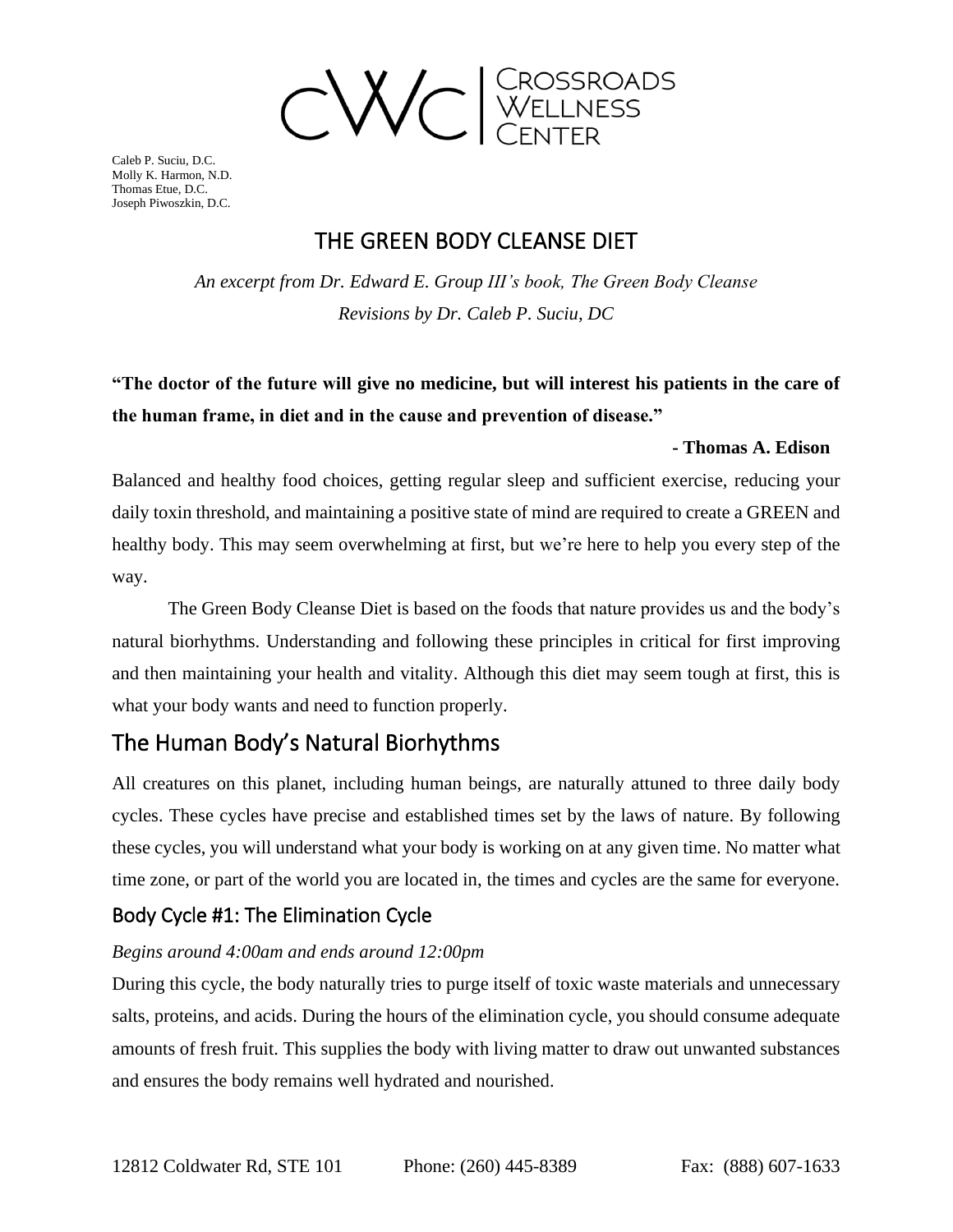CWC | Crossroads Wellness Center

Caleb P. Suciu, D.C.
Molly K. Harmon, N.D.
Thomas Etue, D.C.
Joseph Piwoszkin, D.C.

# THE GREEN BODY CLEANSE DIET

*An excerpt from Dr. Edward E. Group III's book, The Green Body Cleanse*
*Revisions by Dr. Caleb P. Suciu, DC*

**"The doctor of the future will give no medicine, but will interest his patients in the care of the human frame, in diet and in the cause and prevention of disease."**

**- Thomas A. Edison**

Balanced and healthy food choices, getting regular sleep and sufficient exercise, reducing your daily toxin threshold, and maintaining a positive state of mind are required to create a GREEN and healthy body. This may seem overwhelming at first, but we're here to help you every step of the way.

The Green Body Cleanse Diet is based on the foods that nature provides us and the body's natural biorhythms. Understanding and following these principles in critical for first improving and then maintaining your health and vitality. Although this diet may seem tough at first, this is what your body wants and need to function properly.

## The Human Body's Natural Biorhythms

All creatures on this planet, including human beings, are naturally attuned to three daily body cycles. These cycles have precise and established times set by the laws of nature. By following these cycles, you will understand what your body is working on at any given time. No matter what time zone, or part of the world you are located in, the times and cycles are the same for everyone.

### Body Cycle #1: The Elimination Cycle

*Begins around 4:00am and ends around 12:00pm*

During this cycle, the body naturally tries to purge itself of toxic waste materials and unnecessary salts, proteins, and acids. During the hours of the elimination cycle, you should consume adequate amounts of fresh fruit. This supplies the body with living matter to draw out unwanted substances and ensures the body remains well hydrated and nourished.

12812 Coldwater Rd, STE 101 Phone: (260) 445-8389 Fax: (888) 607-1633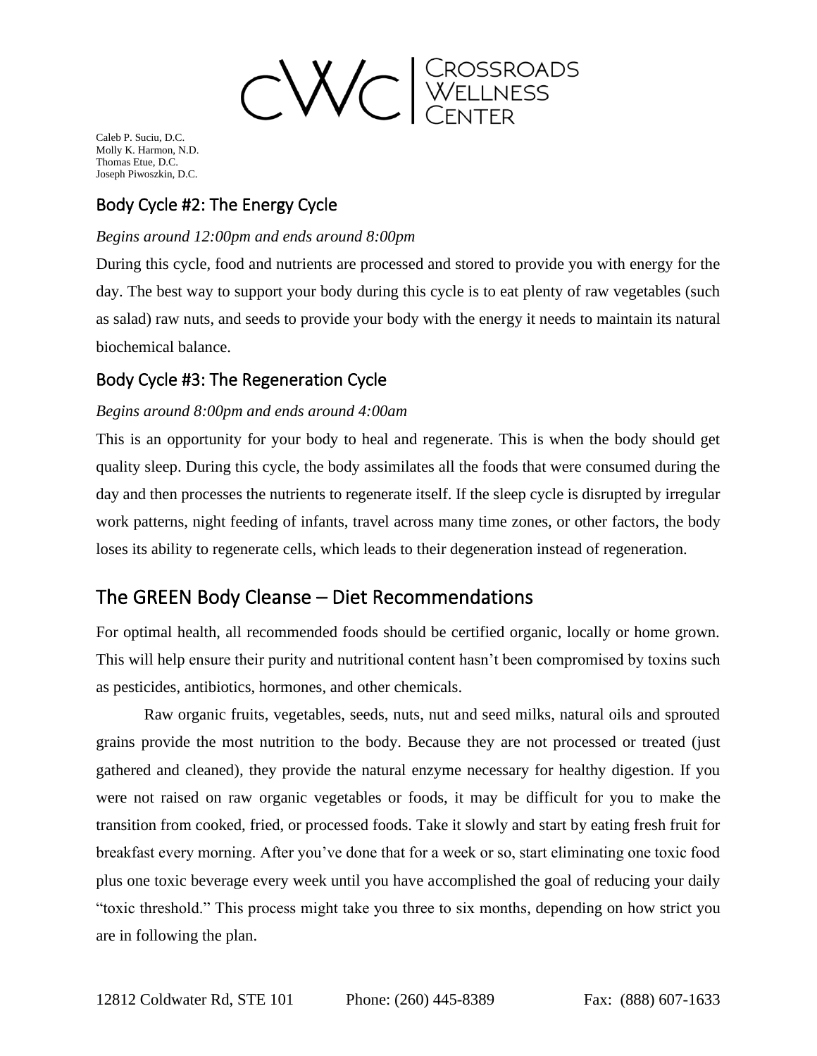## Body Cycle #2: The Energy Cycle

*Begins around 12:00pm and ends around 8:00pm*

During this cycle, food and nutrients are processed and stored to provide you with energy for the day. The best way to support your body during this cycle is to eat plenty of raw vegetables (such as salad) raw nuts, and seeds to provide your body with the energy it needs to maintain its natural biochemical balance.

## Body Cycle #3: The Regeneration Cycle

*Begins around 8:00pm and ends around 4:00am*

This is an opportunity for your body to heal and regenerate. This is when the body should get quality sleep. During this cycle, the body assimilates all the foods that were consumed during the day and then processes the nutrients to regenerate itself. If the sleep cycle is disrupted by irregular work patterns, night feeding of infants, travel across many time zones, or other factors, the body loses its ability to regenerate cells, which leads to their degeneration instead of regeneration.

# The GREEN Body Cleanse – Diet Recommendations

For optimal health, all recommended foods should be certified organic, locally or home grown. This will help ensure their purity and nutritional content hasn't been compromised by toxins such as pesticides, antibiotics, hormones, and other chemicals.

Raw organic fruits, vegetables, seeds, nuts, nut and seed milks, natural oils and sprouted grains provide the most nutrition to the body. Because they are not processed or treated (just gathered and cleaned), they provide the natural enzyme necessary for healthy digestion. If you were not raised on raw organic vegetables or foods, it may be difficult for you to make the transition from cooked, fried, or processed foods. Take it slowly and start by eating fresh fruit for breakfast every morning. After you've done that for a week or so, start eliminating one toxic food plus one toxic beverage every week until you have accomplished the goal of reducing your daily "toxic threshold." This process might take you three to six months, depending on how strict you are in following the plan.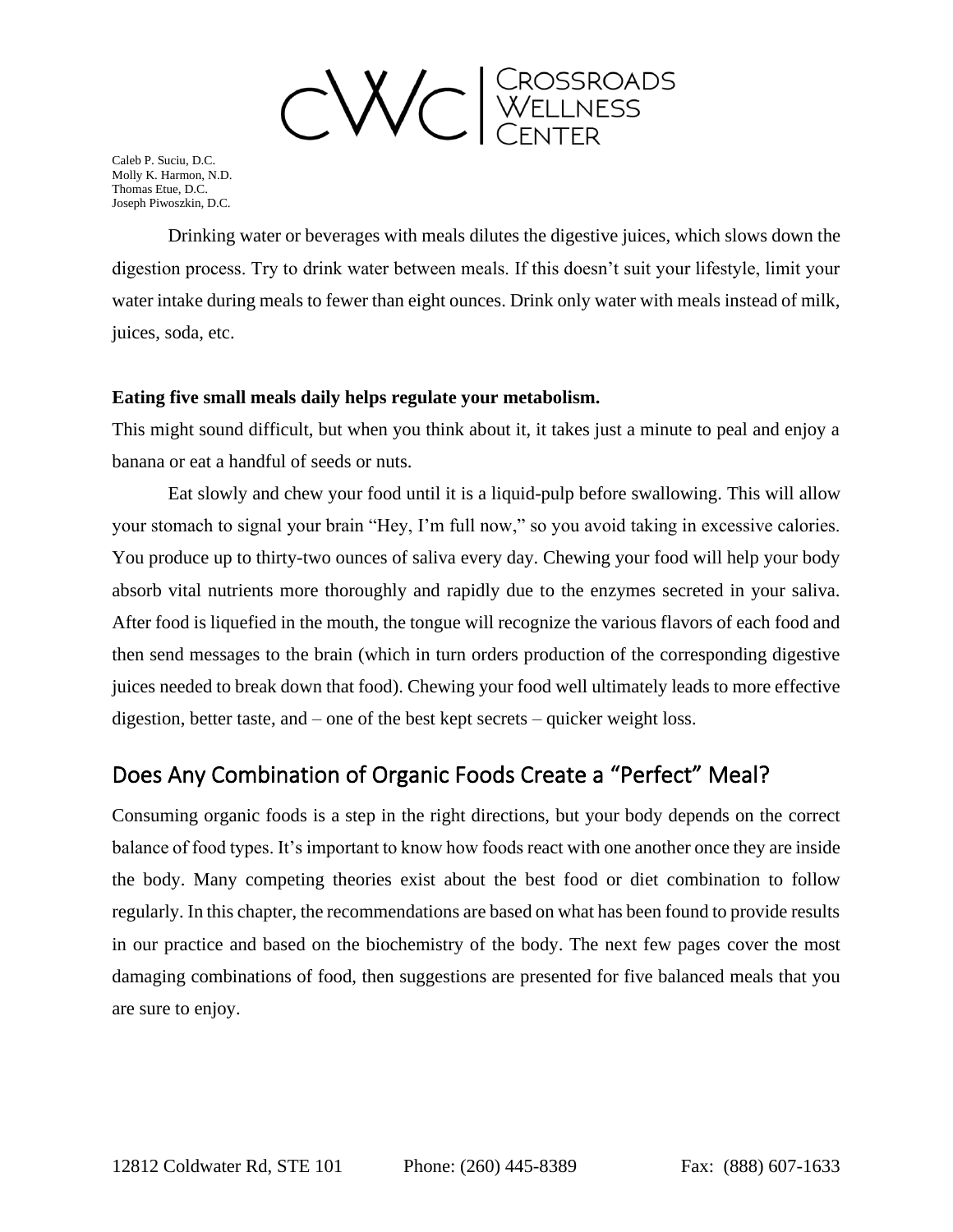Drinking water or beverages with meals dilutes the digestive juices, which slows down the digestion process. Try to drink water between meals. If this doesn't suit your lifestyle, limit your water intake during meals to fewer than eight ounces. Drink only water with meals instead of milk, juices, soda, etc.

**Eating five small meals daily helps regulate your metabolism.**

This might sound difficult, but when you think about it, it takes just a minute to peal and enjoy a banana or eat a handful of seeds or nuts.

Eat slowly and chew your food until it is a liquid-pulp before swallowing. This will allow your stomach to signal your brain "Hey, I'm full now," so you avoid taking in excessive calories. You produce up to thirty-two ounces of saliva every day. Chewing your food will help your body absorb vital nutrients more thoroughly and rapidly due to the enzymes secreted in your saliva. After food is liquefied in the mouth, the tongue will recognize the various flavors of each food and then send messages to the brain (which in turn orders production of the corresponding digestive juices needed to break down that food). Chewing your food well ultimately leads to more effective digestion, better taste, and – one of the best kept secrets – quicker weight loss.

## Does Any Combination of Organic Foods Create a "Perfect" Meal?

Consuming organic foods is a step in the right directions, but your body depends on the correct balance of food types. It's important to know how foods react with one another once they are inside the body. Many competing theories exist about the best food or diet combination to follow regularly. In this chapter, the recommendations are based on what has been found to provide results in our practice and based on the biochemistry of the body. The next few pages cover the most damaging combinations of food, then suggestions are presented for five balanced meals that you are sure to enjoy.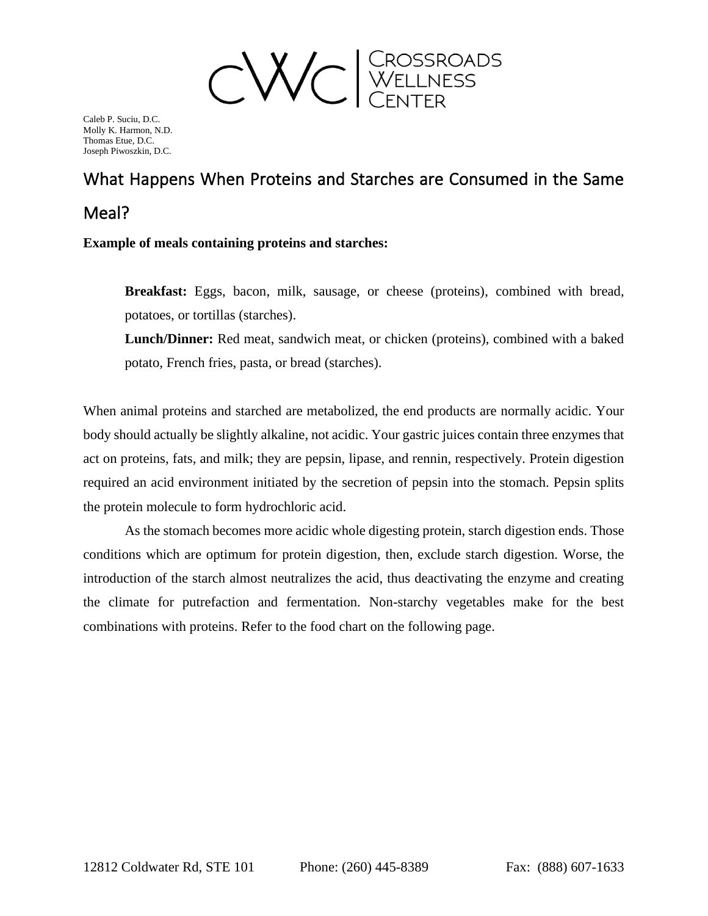Caleb P. Suciu, D.C.
Molly K. Harmon, N.D.
Thomas Etue, D.C.
Joseph Piwoszkin, D.C.

# What Happens When Proteins and Starches are Consumed in the Same Meal?

**Example of meals containing proteins and starches:**

> **Breakfast:** Eggs, bacon, milk, sausage, or cheese (proteins), combined with bread, potatoes, or tortillas (starches).
>
> **Lunch/Dinner:** Red meat, sandwich meat, or chicken (proteins), combined with a baked potato, French fries, pasta, or bread (starches).

When animal proteins and starched are metabolized, the end products are normally acidic. Your body should actually be slightly alkaline, not acidic. Your gastric juices contain three enzymes that act on proteins, fats, and milk; they are pepsin, lipase, and rennin, respectively. Protein digestion required an acid environment initiated by the secretion of pepsin into the stomach. Pepsin splits the protein molecule to form hydrochloric acid.

As the stomach becomes more acidic whole digesting protein, starch digestion ends. Those conditions which are optimum for protein digestion, then, exclude starch digestion. Worse, the introduction of the starch almost neutralizes the acid, thus deactivating the enzyme and creating the climate for putrefaction and fermentation. Non-starchy vegetables make for the best combinations with proteins. Refer to the food chart on the following page.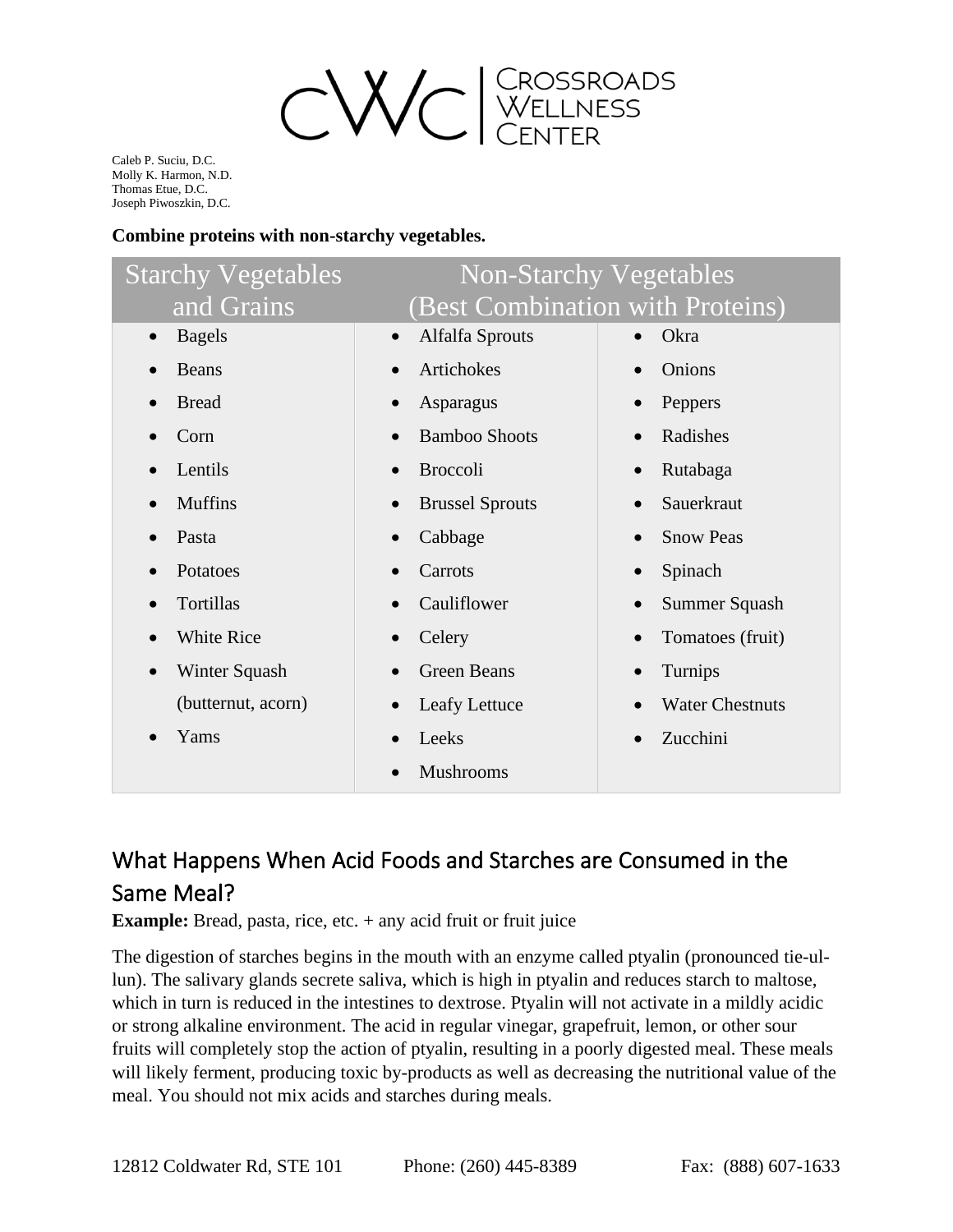CROSSROADS WELLNESS CENTER

Caleb P. Suciu, D.C.
Molly K. Harmon, N.D.
Thomas Etue, D.C.
Joseph Piwoszkin, D.C.

**Combine proteins with non-starchy vegetables.**

| Starchy Vegetables and Grains | Non-Starchy Vegetables (Best Combination with Proteins) | |
|---|---|---|
| • Bagels | • Alfalfa Sprouts | • Okra |
| • Beans | • Artichokes | • Onions |
| • Bread | • Asparagus | • Peppers |
| • Corn | • Bamboo Shoots | • Radishes |
| • Lentils | • Broccoli | • Rutabaga |
| • Muffins | • Brussel Sprouts | • Sauerkraut |
| • Pasta | • Cabbage | • Snow Peas |
| • Potatoes | • Carrots | • Spinach |
| • Tortillas | • Cauliflower | • Summer Squash |
| • White Rice | • Celery | • Tomatoes (fruit) |
| • Winter Squash (butternut, acorn) | • Green Beans | • Turnips |
| • Yams | • Leafy Lettuce | • Water Chestnuts |
| | • Leeks | • Zucchini |
| | • Mushrooms | |

## What Happens When Acid Foods and Starches are Consumed in the Same Meal?

**Example:** Bread, pasta, rice, etc. + any acid fruit or fruit juice

The digestion of starches begins in the mouth with an enzyme called ptyalin (pronounced tie-ul-lun). The salivary glands secrete saliva, which is high in ptyalin and reduces starch to maltose, which in turn is reduced in the intestines to dextrose. Ptyalin will not activate in a mildly acidic or strong alkaline environment. The acid in regular vinegar, grapefruit, lemon, or other sour fruits will completely stop the action of ptyalin, resulting in a poorly digested meal. These meals will likely ferment, producing toxic by-products as well as decreasing the nutritional value of the meal. You should not mix acids and starches during meals.

12812 Coldwater Rd, STE 101 Phone: (260) 445-8389 Fax: (888) 607-1633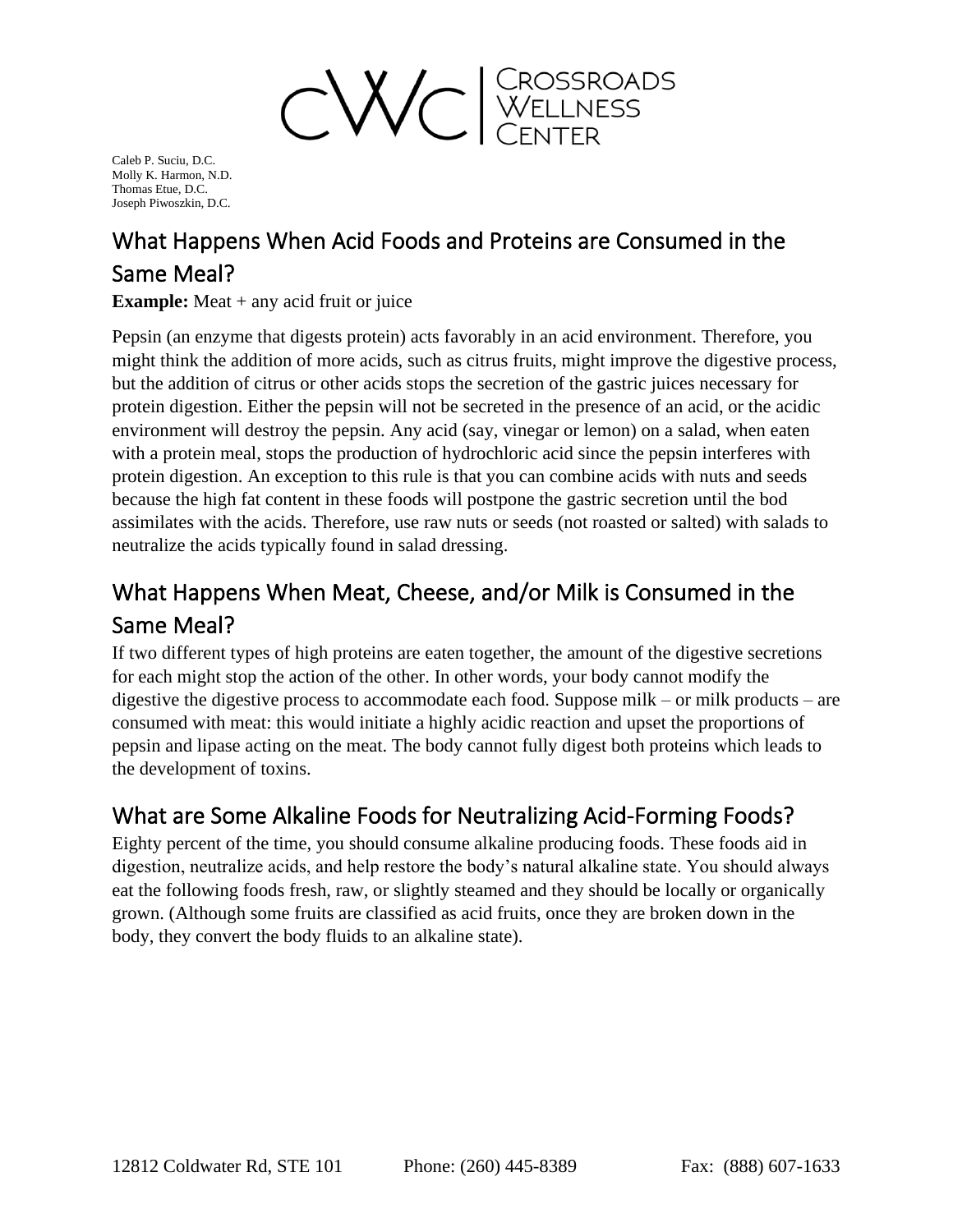Caleb P. Suciu, D.C.
Molly K. Harmon, N.D.
Thomas Etue, D.C.
Joseph Piwoszkin, D.C.

## What Happens When Acid Foods and Proteins are Consumed in the Same Meal?

**Example:** Meat + any acid fruit or juice

Pepsin (an enzyme that digests protein) acts favorably in an acid environment. Therefore, you might think the addition of more acids, such as citrus fruits, might improve the digestive process, but the addition of citrus or other acids stops the secretion of the gastric juices necessary for protein digestion. Either the pepsin will not be secreted in the presence of an acid, or the acidic environment will destroy the pepsin. Any acid (say, vinegar or lemon) on a salad, when eaten with a protein meal, stops the production of hydrochloric acid since the pepsin interferes with protein digestion. An exception to this rule is that you can combine acids with nuts and seeds because the high fat content in these foods will postpone the gastric secretion until the bod assimilates with the acids. Therefore, use raw nuts or seeds (not roasted or salted) with salads to neutralize the acids typically found in salad dressing.

## What Happens When Meat, Cheese, and/or Milk is Consumed in the Same Meal?

If two different types of high proteins are eaten together, the amount of the digestive secretions for each might stop the action of the other. In other words, your body cannot modify the digestive the digestive process to accommodate each food. Suppose milk – or milk products – are consumed with meat: this would initiate a highly acidic reaction and upset the proportions of pepsin and lipase acting on the meat. The body cannot fully digest both proteins which leads to the development of toxins.

## What are Some Alkaline Foods for Neutralizing Acid-Forming Foods?

Eighty percent of the time, you should consume alkaline producing foods. These foods aid in digestion, neutralize acids, and help restore the body's natural alkaline state. You should always eat the following foods fresh, raw, or slightly steamed and they should be locally or organically grown. (Although some fruits are classified as acid fruits, once they are broken down in the body, they convert the body fluids to an alkaline state).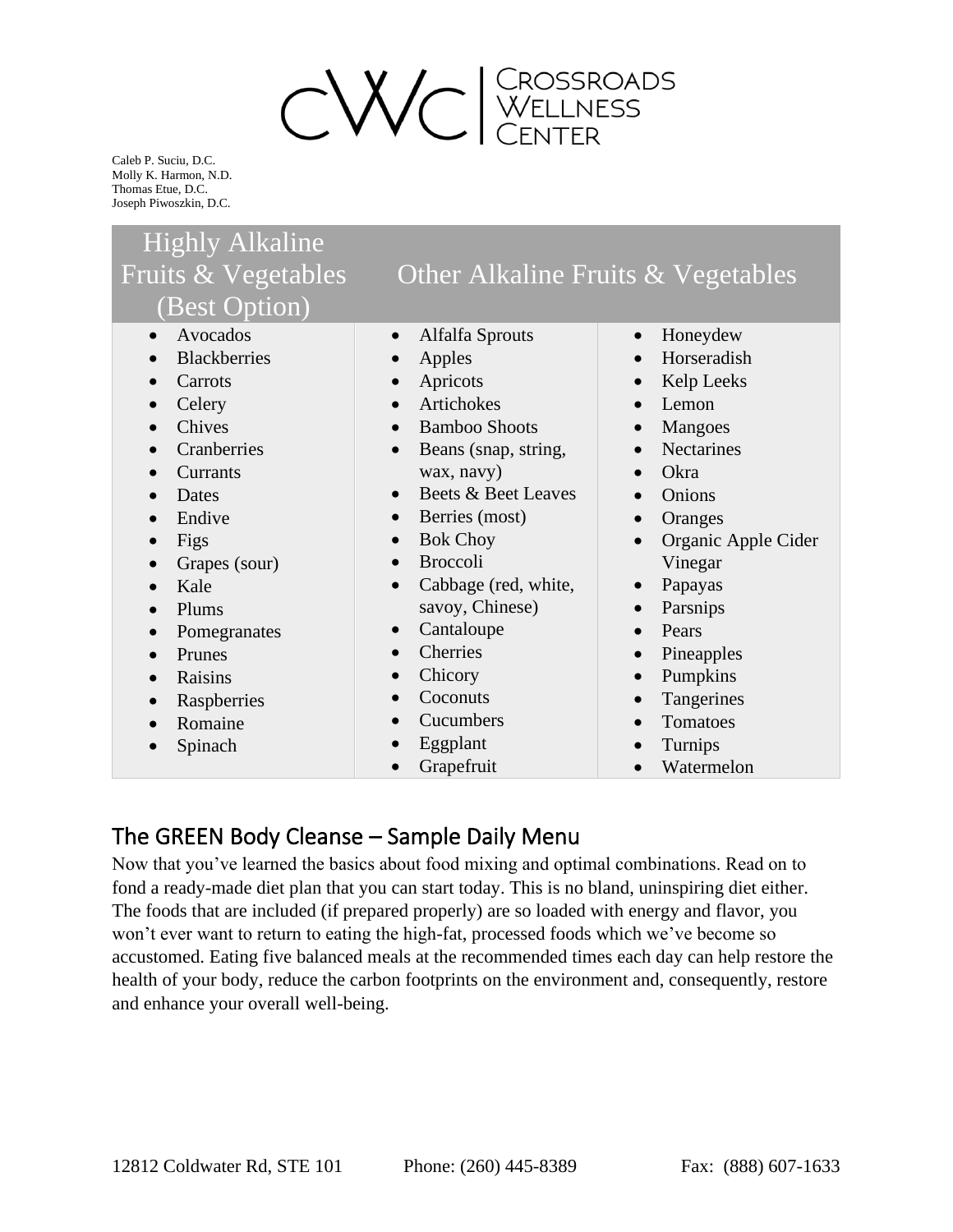| Highly Alkaline Fruits & Vegetables (Best Option) | Other Alkaline Fruits & Vegetables | |
|---|---|---|
| Avocados | Alfalfa Sprouts | Honeydew |
| Blackberries | Apples | Horseradish |
| Carrots | Apricots | Kelp Leeks |
| Celery | Artichokes | Lemon |
| Chives | Bamboo Shoots | Mangoes |
| Cranberries | Beans (snap, string, wax, navy) | Nectarines |
| Currants | Beets & Beet Leaves | Okra |
| Dates | Berries (most) | Onions |
| Endive | Bok Choy | Oranges |
| Figs | Broccoli | Organic Apple Cider Vinegar |
| Grapes (sour) | Cabbage (red, white, savoy, Chinese) | Papayas |
| Kale | Cantaloupe | Parsnips |
| Plums | Cherries | Pears |
| Pomegranates | Chicory | Pineapples |
| Prunes | Coconuts | Pumpkins |
| Raisins | Cucumbers | Tangerines |
| Raspberries | Eggplant | Tomatoes |
| Romaine | Grapefruit | Turnips |
| Spinach | | Watermelon |

## The GREEN Body Cleanse – Sample Daily Menu

Now that you've learned the basics about food mixing and optimal combinations. Read on to fond a ready-made diet plan that you can start today. This is no bland, uninspiring diet either. The foods that are included (if prepared properly) are so loaded with energy and flavor, you won't ever want to return to eating the high-fat, processed foods which we've become so accustomed. Eating five balanced meals at the recommended times each day can help restore the health of your body, reduce the carbon footprints on the environment and, consequently, restore and enhance your overall well-being.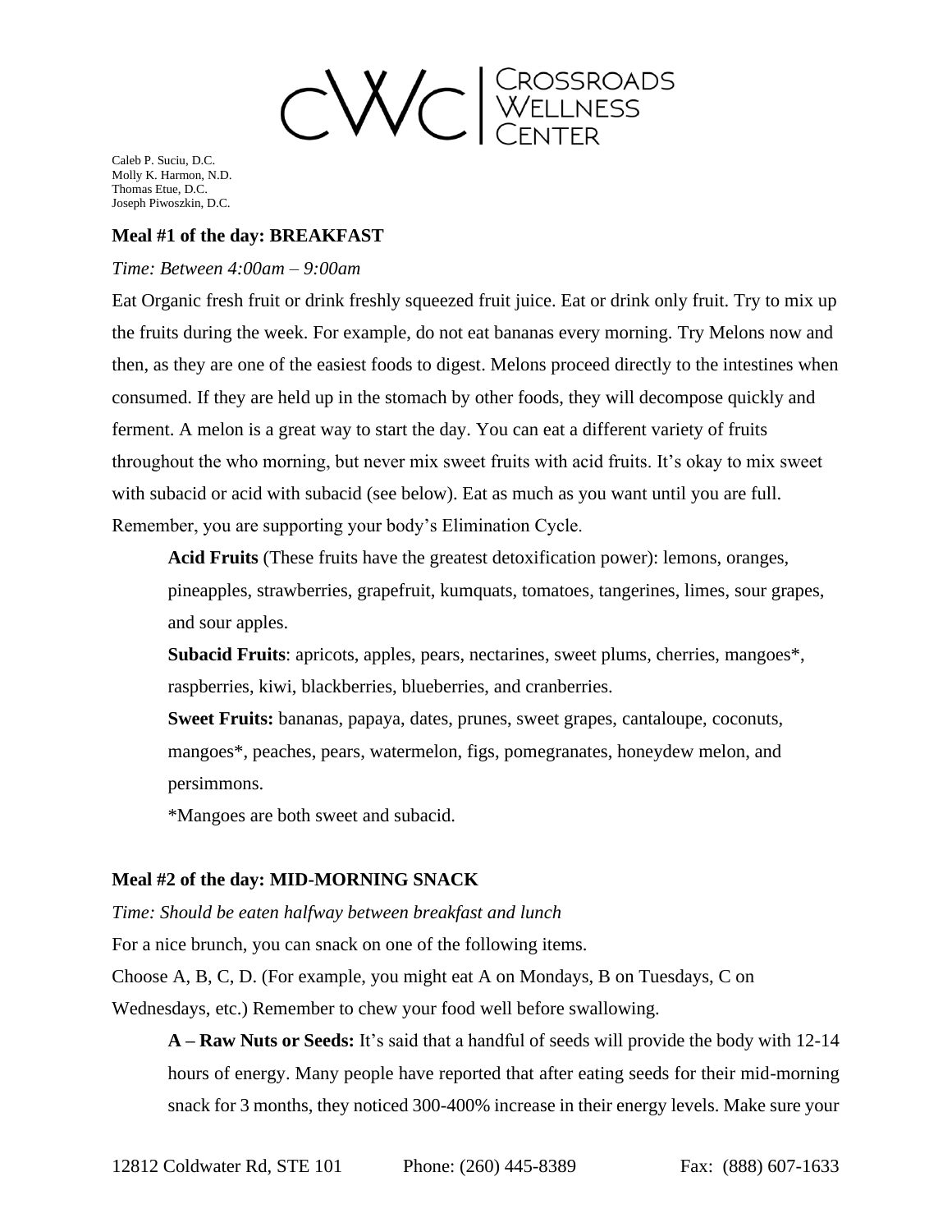Caleb P. Suciu, D.C.
Molly K. Harmon, N.D.
Thomas Etue, D.C.
Joseph Piwoszkin, D.C.

**Meal #1 of the day: BREAKFAST**

*Time: Between 4:00am – 9:00am*

Eat Organic fresh fruit or drink freshly squeezed fruit juice. Eat or drink only fruit. Try to mix up the fruits during the week. For example, do not eat bananas every morning. Try Melons now and then, as they are one of the easiest foods to digest. Melons proceed directly to the intestines when consumed. If they are held up in the stomach by other foods, they will decompose quickly and ferment. A melon is a great way to start the day. You can eat a different variety of fruits throughout the who morning, but never mix sweet fruits with acid fruits. It's okay to mix sweet with subacid or acid with subacid (see below). Eat as much as you want until you are full. Remember, you are supporting your body's Elimination Cycle.

**Acid Fruits** (These fruits have the greatest detoxification power): lemons, oranges, pineapples, strawberries, grapefruit, kumquats, tomatoes, tangerines, limes, sour grapes, and sour apples.

**Subacid Fruits**: apricots, apples, pears, nectarines, sweet plums, cherries, mangoes*, raspberries, kiwi, blackberries, blueberries, and cranberries.

**Sweet Fruits:** bananas, papaya, dates, prunes, sweet grapes, cantaloupe, coconuts, mangoes*, peaches, pears, watermelon, figs, pomegranates, honeydew melon, and persimmons.

*Mangoes are both sweet and subacid.

**Meal #2 of the day: MID-MORNING SNACK**

*Time: Should be eaten halfway between breakfast and lunch*

For a nice brunch, you can snack on one of the following items.

Choose A, B, C, D. (For example, you might eat A on Mondays, B on Tuesdays, C on Wednesdays, etc.) Remember to chew your food well before swallowing.

**A – Raw Nuts or Seeds:** It's said that a handful of seeds will provide the body with 12-14 hours of energy. Many people have reported that after eating seeds for their mid-morning snack for 3 months, they noticed 300-400% increase in their energy levels. Make sure your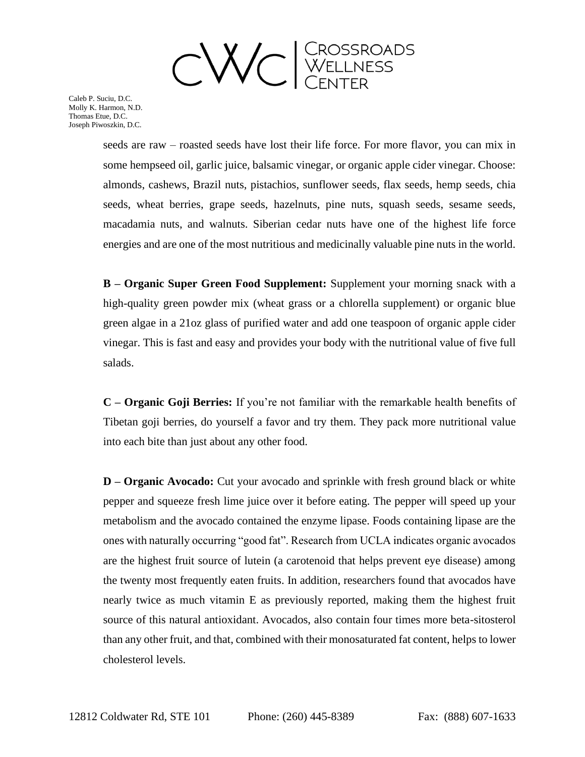seeds are raw – roasted seeds have lost their life force. For more flavor, you can mix in some hempseed oil, garlic juice, balsamic vinegar, or organic apple cider vinegar. Choose: almonds, cashews, Brazil nuts, pistachios, sunflower seeds, flax seeds, hemp seeds, chia seeds, wheat berries, grape seeds, hazelnuts, pine nuts, squash seeds, sesame seeds, macadamia nuts, and walnuts. Siberian cedar nuts have one of the highest life force energies and are one of the most nutritious and medicinally valuable pine nuts in the world.

**B – Organic Super Green Food Supplement:** Supplement your morning snack with a high-quality green powder mix (wheat grass or a chlorella supplement) or organic blue green algae in a 21oz glass of purified water and add one teaspoon of organic apple cider vinegar. This is fast and easy and provides your body with the nutritional value of five full salads.

**C – Organic Goji Berries:** If you're not familiar with the remarkable health benefits of Tibetan goji berries, do yourself a favor and try them. They pack more nutritional value into each bite than just about any other food.

**D – Organic Avocado:** Cut your avocado and sprinkle with fresh ground black or white pepper and squeeze fresh lime juice over it before eating. The pepper will speed up your metabolism and the avocado contained the enzyme lipase. Foods containing lipase are the ones with naturally occurring "good fat". Research from UCLA indicates organic avocados are the highest fruit source of lutein (a carotenoid that helps prevent eye disease) among the twenty most frequently eaten fruits. In addition, researchers found that avocados have nearly twice as much vitamin E as previously reported, making them the highest fruit source of this natural antioxidant. Avocados, also contain four times more beta-sitosterol than any other fruit, and that, combined with their monosaturated fat content, helps to lower cholesterol levels.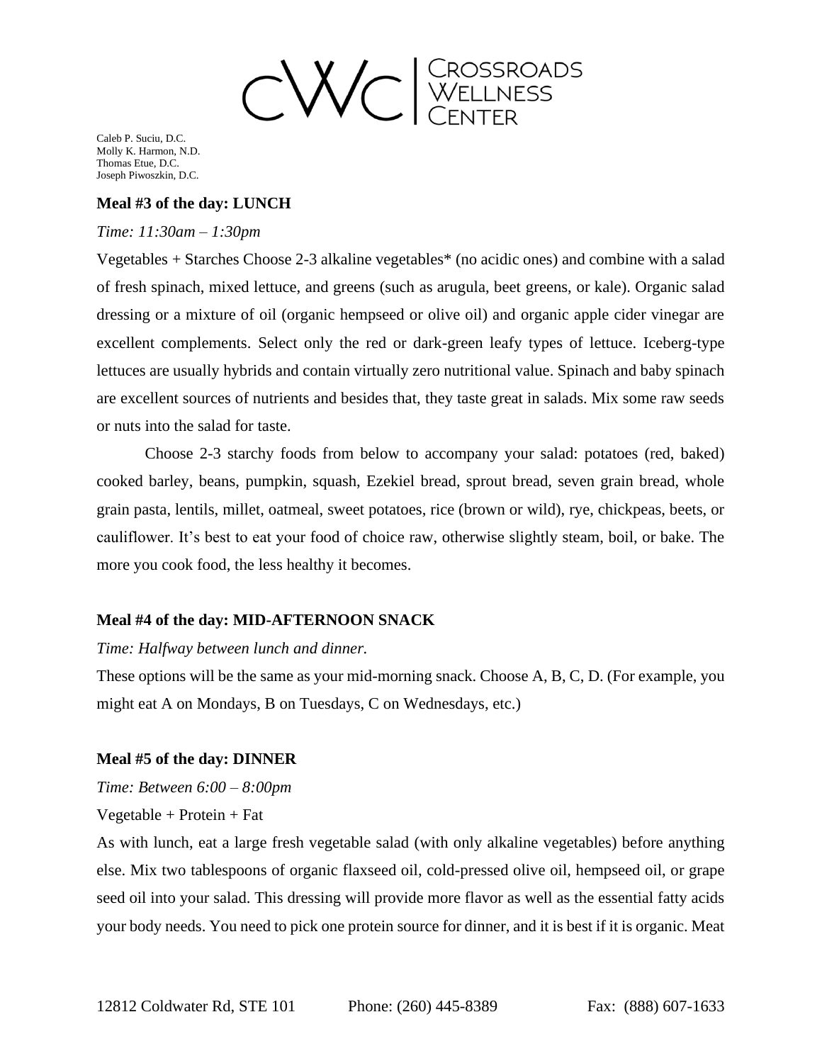**Meal #3 of the day: LUNCH**

*Time: 11:30am – 1:30pm*

Vegetables + Starches Choose 2-3 alkaline vegetables* (no acidic ones) and combine with a salad of fresh spinach, mixed lettuce, and greens (such as arugula, beet greens, or kale). Organic salad dressing or a mixture of oil (organic hempseed or olive oil) and organic apple cider vinegar are excellent complements. Select only the red or dark-green leafy types of lettuce. Iceberg-type lettuces are usually hybrids and contain virtually zero nutritional value. Spinach and baby spinach are excellent sources of nutrients and besides that, they taste great in salads. Mix some raw seeds or nuts into the salad for taste.

Choose 2-3 starchy foods from below to accompany your salad: potatoes (red, baked) cooked barley, beans, pumpkin, squash, Ezekiel bread, sprout bread, seven grain bread, whole grain pasta, lentils, millet, oatmeal, sweet potatoes, rice (brown or wild), rye, chickpeas, beets, or cauliflower. It's best to eat your food of choice raw, otherwise slightly steam, boil, or bake. The more you cook food, the less healthy it becomes.

**Meal #4 of the day: MID-AFTERNOON SNACK**

*Time: Halfway between lunch and dinner.*

These options will be the same as your mid-morning snack. Choose A, B, C, D. (For example, you might eat A on Mondays, B on Tuesdays, C on Wednesdays, etc.)

**Meal #5 of the day: DINNER**

*Time: Between 6:00 – 8:00pm*

Vegetable + Protein + Fat

As with lunch, eat a large fresh vegetable salad (with only alkaline vegetables) before anything else. Mix two tablespoons of organic flaxseed oil, cold-pressed olive oil, hempseed oil, or grape seed oil into your salad. This dressing will provide more flavor as well as the essential fatty acids your body needs. You need to pick one protein source for dinner, and it is best if it is organic. Meat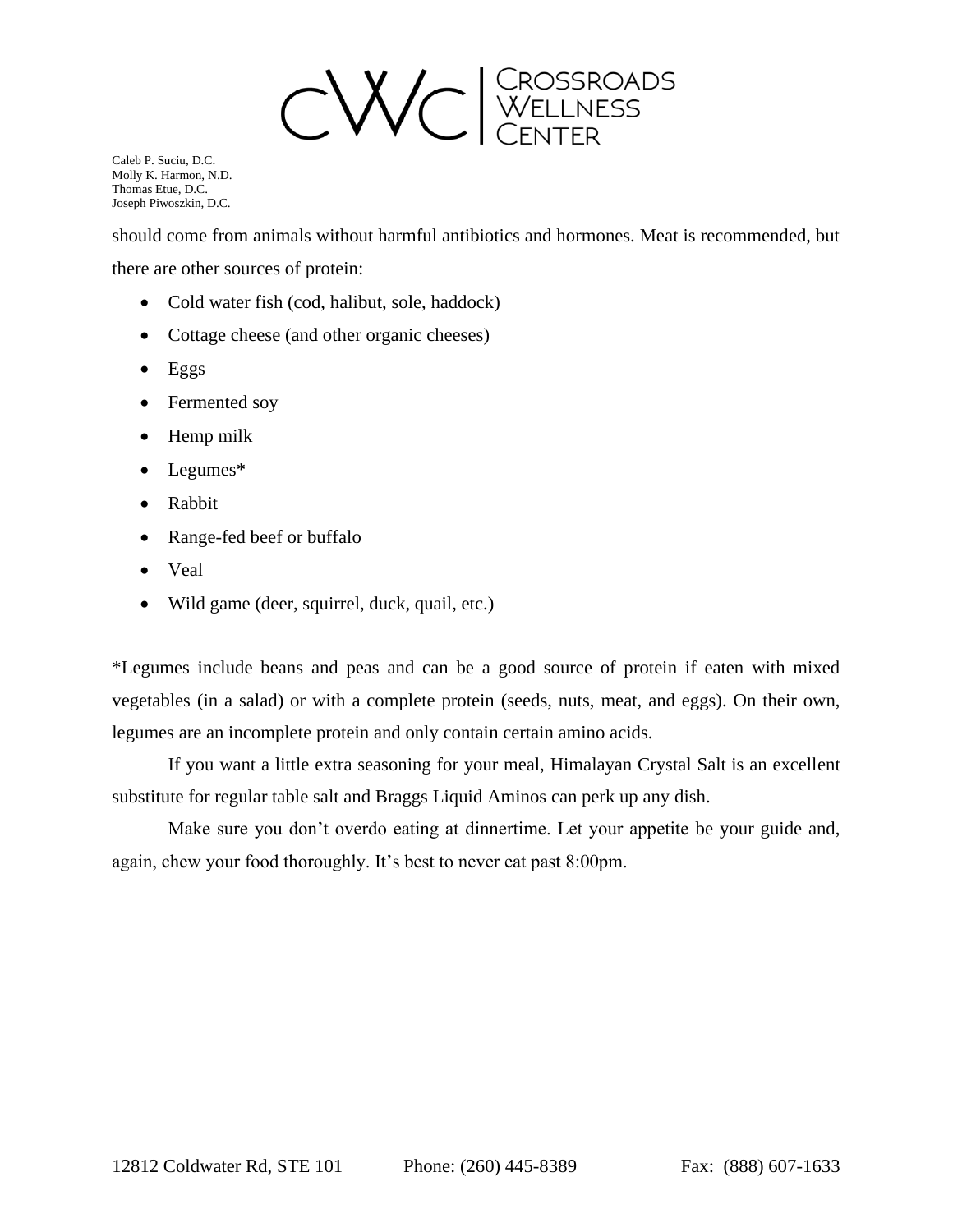should come from animals without harmful antibiotics and hormones. Meat is recommended, but there are other sources of protein:

- Cold water fish (cod, halibut, sole, haddock)
- Cottage cheese (and other organic cheeses)
- Eggs
- Fermented soy
- Hemp milk
- Legumes*
- Rabbit
- Range-fed beef or buffalo
- Veal
- Wild game (deer, squirrel, duck, quail, etc.)

*Legumes include beans and peas and can be a good source of protein if eaten with mixed vegetables (in a salad) or with a complete protein (seeds, nuts, meat, and eggs). On their own, legumes are an incomplete protein and only contain certain amino acids.

If you want a little extra seasoning for your meal, Himalayan Crystal Salt is an excellent substitute for regular table salt and Braggs Liquid Aminos can perk up any dish.

Make sure you don't overdo eating at dinnertime. Let your appetite be your guide and, again, chew your food thoroughly. It's best to never eat past 8:00pm.